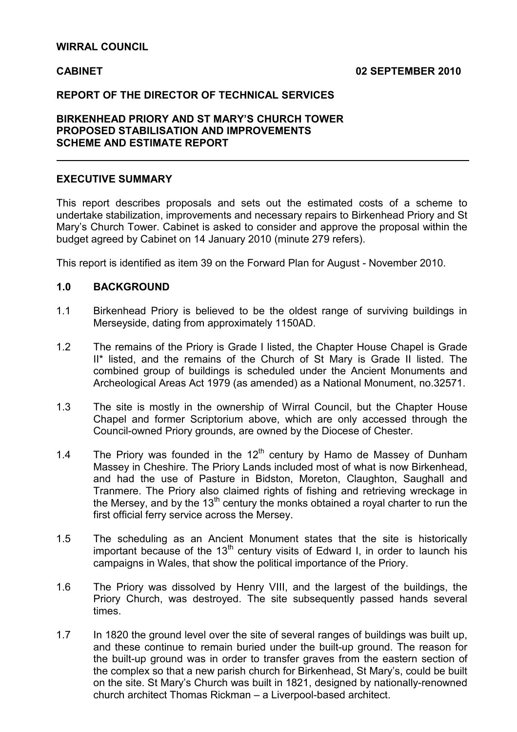**WIRRAL COUNCIL**

**CABINET** **02 SEPTEMBER 2010**

**REPORT OF THE DIRECTOR OF TECHNICAL SERVICES**

**BIRKENHEAD PRIORY AND ST MARY'S CHURCH TOWER PROPOSED STABILISATION AND IMPROVEMENTS SCHEME AND ESTIMATE REPORT**

---

## EXECUTIVE SUMMARY

This report describes proposals and sets out the estimated costs of a scheme to undertake stabilization, improvements and necessary repairs to Birkenhead Priory and St Mary's Church Tower. Cabinet is asked to consider and approve the proposal within the budget agreed by Cabinet on 14 January 2010 (minute 279 refers).

This report is identified as item 39 on the Forward Plan for August - November 2010.

## 1.0 BACKGROUND

1.1 Birkenhead Priory is believed to be the oldest range of surviving buildings in Merseyside, dating from approximately 1150AD.

1.2 The remains of the Priory is Grade I listed, the Chapter House Chapel is Grade II* listed, and the remains of the Church of St Mary is Grade II listed. The combined group of buildings is scheduled under the Ancient Monuments and Archeological Areas Act 1979 (as amended) as a National Monument, no.32571.

1.3 The site is mostly in the ownership of Wirral Council, but the Chapter House Chapel and former Scriptorium above, which are only accessed through the Council-owned Priory grounds, are owned by the Diocese of Chester.

1.4 The Priory was founded in the 12th century by Hamo de Massey of Dunham Massey in Cheshire. The Priory Lands included most of what is now Birkenhead, and had the use of Pasture in Bidston, Moreton, Claughton, Saughall and Tranmere. The Priory also claimed rights of fishing and retrieving wreckage in the Mersey, and by the 13th century the monks obtained a royal charter to run the first official ferry service across the Mersey.

1.5 The scheduling as an Ancient Monument states that the site is historically important because of the 13th century visits of Edward I, in order to launch his campaigns in Wales, that show the political importance of the Priory.

1.6 The Priory was dissolved by Henry VIII, and the largest of the buildings, the Priory Church, was destroyed. The site subsequently passed hands several times.

1.7 In 1820 the ground level over the site of several ranges of buildings was built up, and these continue to remain buried under the built-up ground. The reason for the built-up ground was in order to transfer graves from the eastern section of the complex so that a new parish church for Birkenhead, St Mary's, could be built on the site. St Mary's Church was built in 1821, designed by nationally-renowned church architect Thomas Rickman – a Liverpool-based architect.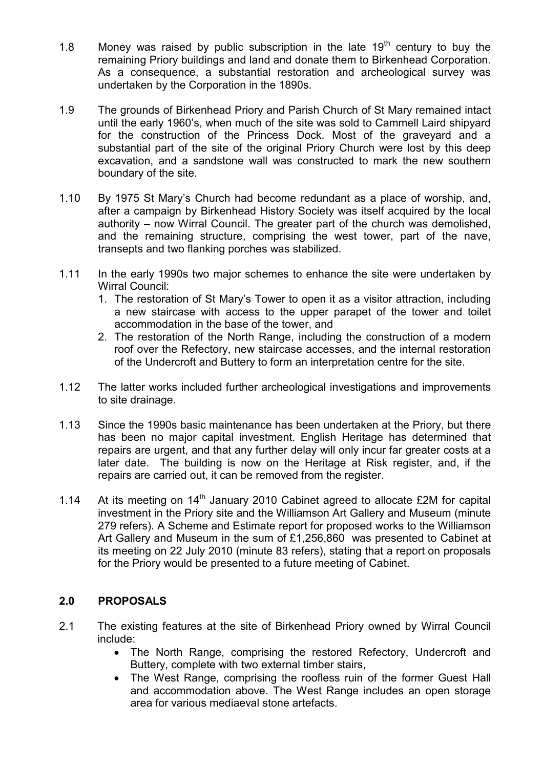1.8 Money was raised by public subscription in the late 19th century to buy the remaining Priory buildings and land and donate them to Birkenhead Corporation. As a consequence, a substantial restoration and archeological survey was undertaken by the Corporation in the 1890s.

1.9 The grounds of Birkenhead Priory and Parish Church of St Mary remained intact until the early 1960's, when much of the site was sold to Cammell Laird shipyard for the construction of the Princess Dock. Most of the graveyard and a substantial part of the site of the original Priory Church were lost by this deep excavation, and a sandstone wall was constructed to mark the new southern boundary of the site.

1.10 By 1975 St Mary's Church had become redundant as a place of worship, and, after a campaign by Birkenhead History Society was itself acquired by the local authority – now Wirral Council. The greater part of the church was demolished, and the remaining structure, comprising the west tower, part of the nave, transepts and two flanking porches was stabilized.

1.11 In the early 1990s two major schemes to enhance the site were undertaken by Wirral Council:

1. The restoration of St Mary's Tower to open it as a visitor attraction, including a new staircase with access to the upper parapet of the tower and toilet accommodation in the base of the tower, and
2. The restoration of the North Range, including the construction of a modern roof over the Refectory, new staircase accesses, and the internal restoration of the Undercroft and Buttery to form an interpretation centre for the site.

1.12 The latter works included further archeological investigations and improvements to site drainage.

1.13 Since the 1990s basic maintenance has been undertaken at the Priory, but there has been no major capital investment. English Heritage has determined that repairs are urgent, and that any further delay will only incur far greater costs at a later date. The building is now on the Heritage at Risk register, and, if the repairs are carried out, it can be removed from the register.

1.14 At its meeting on 14th January 2010 Cabinet agreed to allocate £2M for capital investment in the Priory site and the Williamson Art Gallery and Museum (minute 279 refers). A Scheme and Estimate report for proposed works to the Williamson Art Gallery and Museum in the sum of £1,256,860 was presented to Cabinet at its meeting on 22 July 2010 (minute 83 refers), stating that a report on proposals for the Priory would be presented to a future meeting of Cabinet.

## 2.0 PROPOSALS

2.1 The existing features at the site of Birkenhead Priory owned by Wirral Council include:

- The North Range, comprising the restored Refectory, Undercroft and Buttery, complete with two external timber stairs,
- The West Range, comprising the roofless ruin of the former Guest Hall and accommodation above. The West Range includes an open storage area for various mediaeval stone artefacts.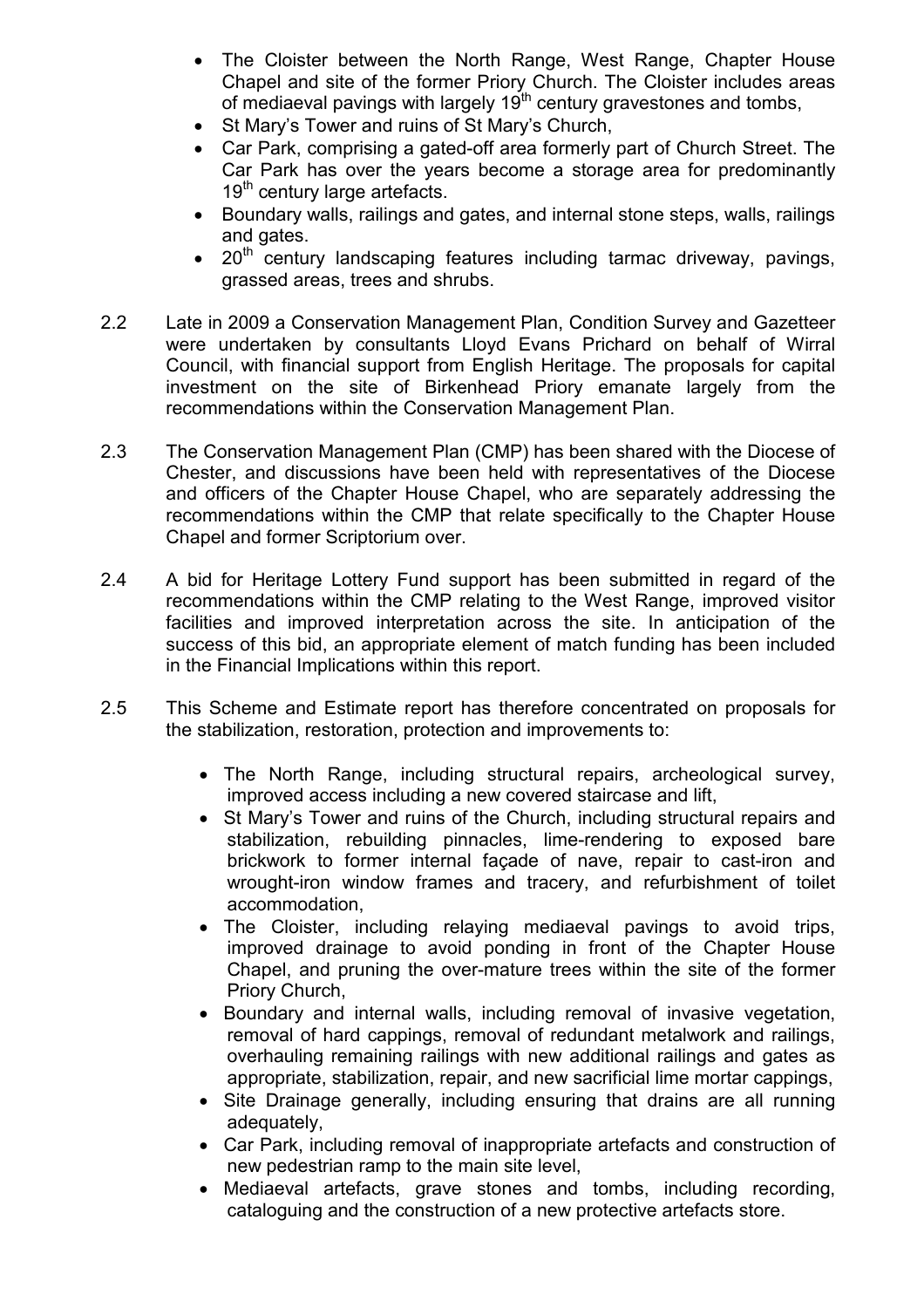- The Cloister between the North Range, West Range, Chapter House Chapel and site of the former Priory Church. The Cloister includes areas of mediaeval pavings with largely 19th century gravestones and tombs,
- St Mary's Tower and ruins of St Mary's Church,
- Car Park, comprising a gated-off area formerly part of Church Street. The Car Park has over the years become a storage area for predominantly 19th century large artefacts.
- Boundary walls, railings and gates, and internal stone steps, walls, railings and gates.
- 20th century landscaping features including tarmac driveway, pavings, grassed areas, trees and shrubs.

2.2 Late in 2009 a Conservation Management Plan, Condition Survey and Gazetteer were undertaken by consultants Lloyd Evans Prichard on behalf of Wirral Council, with financial support from English Heritage. The proposals for capital investment on the site of Birkenhead Priory emanate largely from the recommendations within the Conservation Management Plan.

2.3 The Conservation Management Plan (CMP) has been shared with the Diocese of Chester, and discussions have been held with representatives of the Diocese and officers of the Chapter House Chapel, who are separately addressing the recommendations within the CMP that relate specifically to the Chapter House Chapel and former Scriptorium over.

2.4 A bid for Heritage Lottery Fund support has been submitted in regard of the recommendations within the CMP relating to the West Range, improved visitor facilities and improved interpretation across the site. In anticipation of the success of this bid, an appropriate element of match funding has been included in the Financial Implications within this report.

2.5 This Scheme and Estimate report has therefore concentrated on proposals for the stabilization, restoration, protection and improvements to:

- The North Range, including structural repairs, archeological survey, improved access including a new covered staircase and lift,
- St Mary's Tower and ruins of the Church, including structural repairs and stabilization, rebuilding pinnacles, lime-rendering to exposed bare brickwork to former internal façade of nave, repair to cast-iron and wrought-iron window frames and tracery, and refurbishment of toilet accommodation,
- The Cloister, including relaying mediaeval pavings to avoid trips, improved drainage to avoid ponding in front of the Chapter House Chapel, and pruning the over-mature trees within the site of the former Priory Church,
- Boundary and internal walls, including removal of invasive vegetation, removal of hard cappings, removal of redundant metalwork and railings, overhauling remaining railings with new additional railings and gates as appropriate, stabilization, repair, and new sacrificial lime mortar cappings,
- Site Drainage generally, including ensuring that drains are all running adequately,
- Car Park, including removal of inappropriate artefacts and construction of new pedestrian ramp to the main site level,
- Mediaeval artefacts, grave stones and tombs, including recording, cataloguing and the construction of a new protective artefacts store.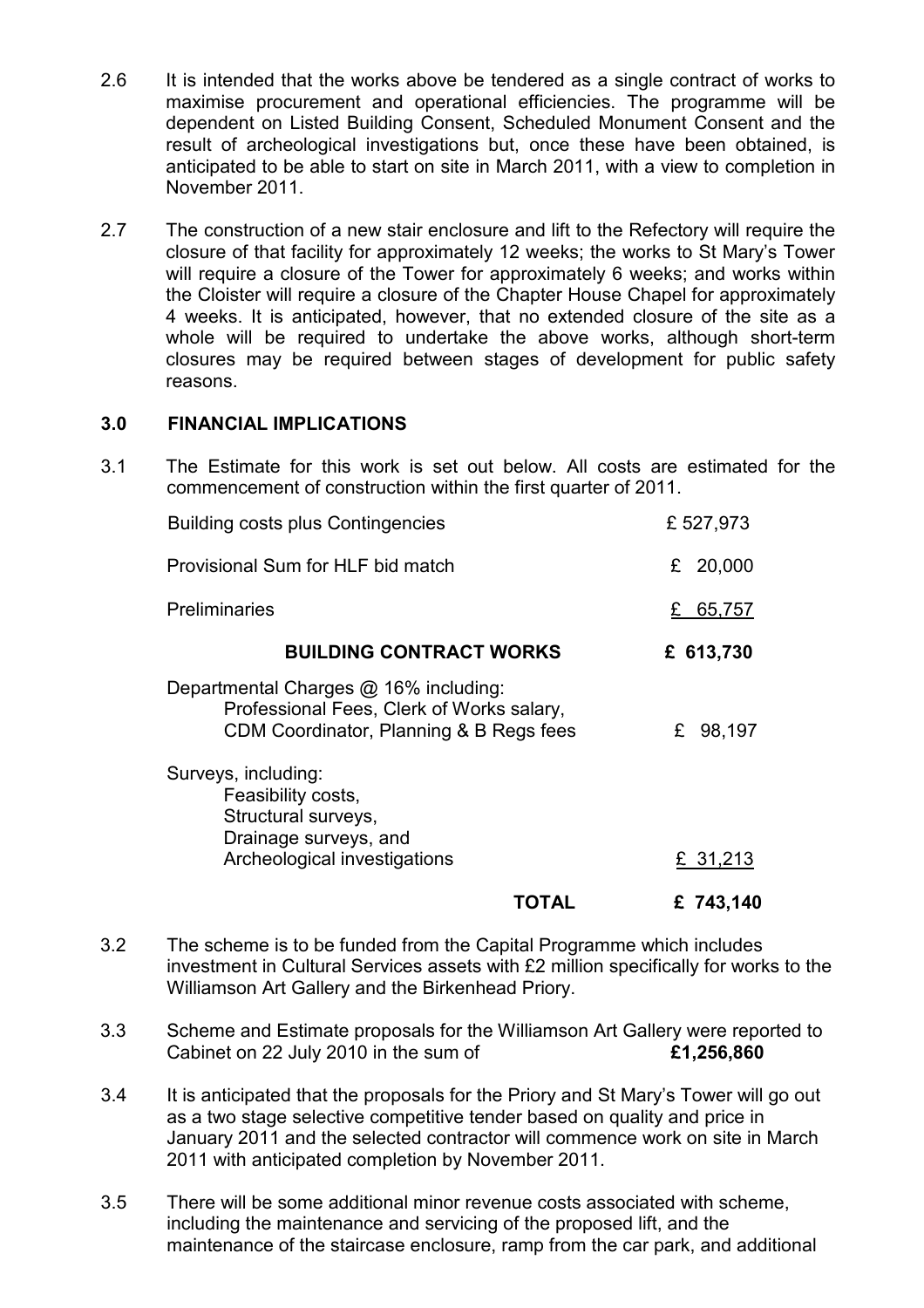2.6 It is intended that the works above be tendered as a single contract of works to maximise procurement and operational efficiencies. The programme will be dependent on Listed Building Consent, Scheduled Monument Consent and the result of archeological investigations but, once these have been obtained, is anticipated to be able to start on site in March 2011, with a view to completion in November 2011.

2.7 The construction of a new stair enclosure and lift to the Refectory will require the closure of that facility for approximately 12 weeks; the works to St Mary's Tower will require a closure of the Tower for approximately 6 weeks; and works within the Cloister will require a closure of the Chapter House Chapel for approximately 4 weeks. It is anticipated, however, that no extended closure of the site as a whole will be required to undertake the above works, although short-term closures may be required between stages of development for public safety reasons.

## 3.0 FINANCIAL IMPLICATIONS

3.1 The Estimate for this work is set out below. All costs are estimated for the commencement of construction within the first quarter of 2011.

| Item | Cost |
|---|---|
| Building costs plus Contingencies | £ 527,973 |
| Provisional Sum for HLF bid match | £ 20,000 |
| Preliminaries | £ 65,757 |
| **BUILDING CONTRACT WORKS** | **£ 613,730** |
| Departmental Charges @ 16% including: Professional Fees, Clerk of Works salary, CDM Coordinator, Planning & B Regs fees | £ 98,197 |
| Surveys, including: Feasibility costs, Structural surveys, Drainage surveys, and Archeological investigations | £ 31,213 |
| **TOTAL** | **£ 743,140** |

3.2 The scheme is to be funded from the Capital Programme which includes investment in Cultural Services assets with £2 million specifically for works to the Williamson Art Gallery and the Birkenhead Priory.

3.3 Scheme and Estimate proposals for the Williamson Art Gallery were reported to Cabinet on 22 July 2010 in the sum of **£1,256,860**

3.4 It is anticipated that the proposals for the Priory and St Mary's Tower will go out as a two stage selective competitive tender based on quality and price in January 2011 and the selected contractor will commence work on site in March 2011 with anticipated completion by November 2011.

3.5 There will be some additional minor revenue costs associated with scheme, including the maintenance and servicing of the proposed lift, and the maintenance of the staircase enclosure, ramp from the car park, and additional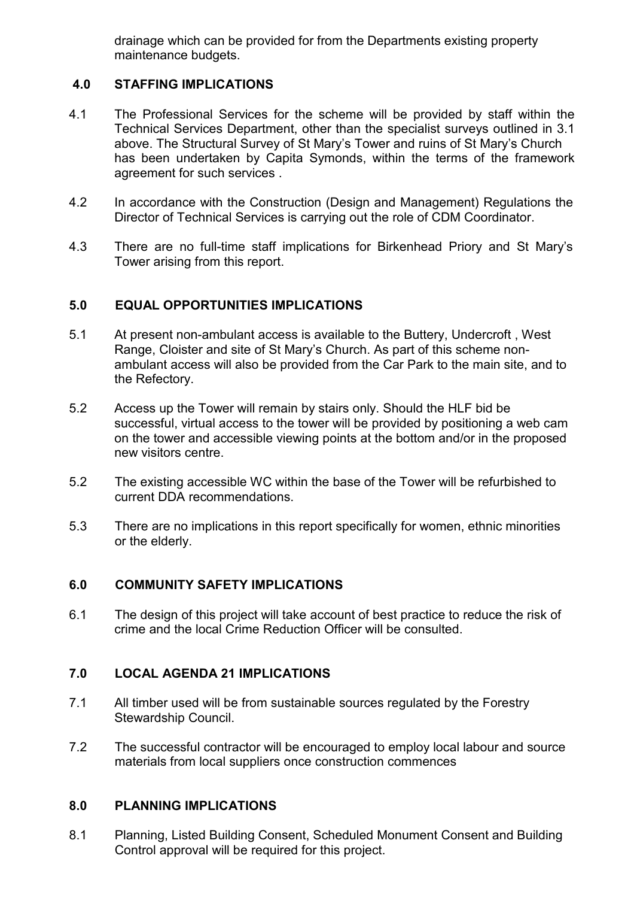drainage which can be provided for from the Departments existing property maintenance budgets.

## 4.0 STAFFING IMPLICATIONS

4.1 The Professional Services for the scheme will be provided by staff within the Technical Services Department, other than the specialist surveys outlined in 3.1 above. The Structural Survey of St Mary's Tower and ruins of St Mary's Church has been undertaken by Capita Symonds, within the terms of the framework agreement for such services .

4.2 In accordance with the Construction (Design and Management) Regulations the Director of Technical Services is carrying out the role of CDM Coordinator.

4.3 There are no full-time staff implications for Birkenhead Priory and St Mary's Tower arising from this report.

## 5.0 EQUAL OPPORTUNITIES IMPLICATIONS

5.1 At present non-ambulant access is available to the Buttery, Undercroft , West Range, Cloister and site of St Mary's Church. As part of this scheme non-ambulant access will also be provided from the Car Park to the main site, and to the Refectory.

5.2 Access up the Tower will remain by stairs only. Should the HLF bid be successful, virtual access to the tower will be provided by positioning a web cam on the tower and accessible viewing points at the bottom and/or in the proposed new visitors centre.

5.2 The existing accessible WC within the base of the Tower will be refurbished to current DDA recommendations.

5.3 There are no implications in this report specifically for women, ethnic minorities or the elderly.

## 6.0 COMMUNITY SAFETY IMPLICATIONS

6.1 The design of this project will take account of best practice to reduce the risk of crime and the local Crime Reduction Officer will be consulted.

## 7.0 LOCAL AGENDA 21 IMPLICATIONS

7.1 All timber used will be from sustainable sources regulated by the Forestry Stewardship Council.

7.2 The successful contractor will be encouraged to employ local labour and source materials from local suppliers once construction commences

## 8.0 PLANNING IMPLICATIONS

8.1 Planning, Listed Building Consent, Scheduled Monument Consent and Building Control approval will be required for this project.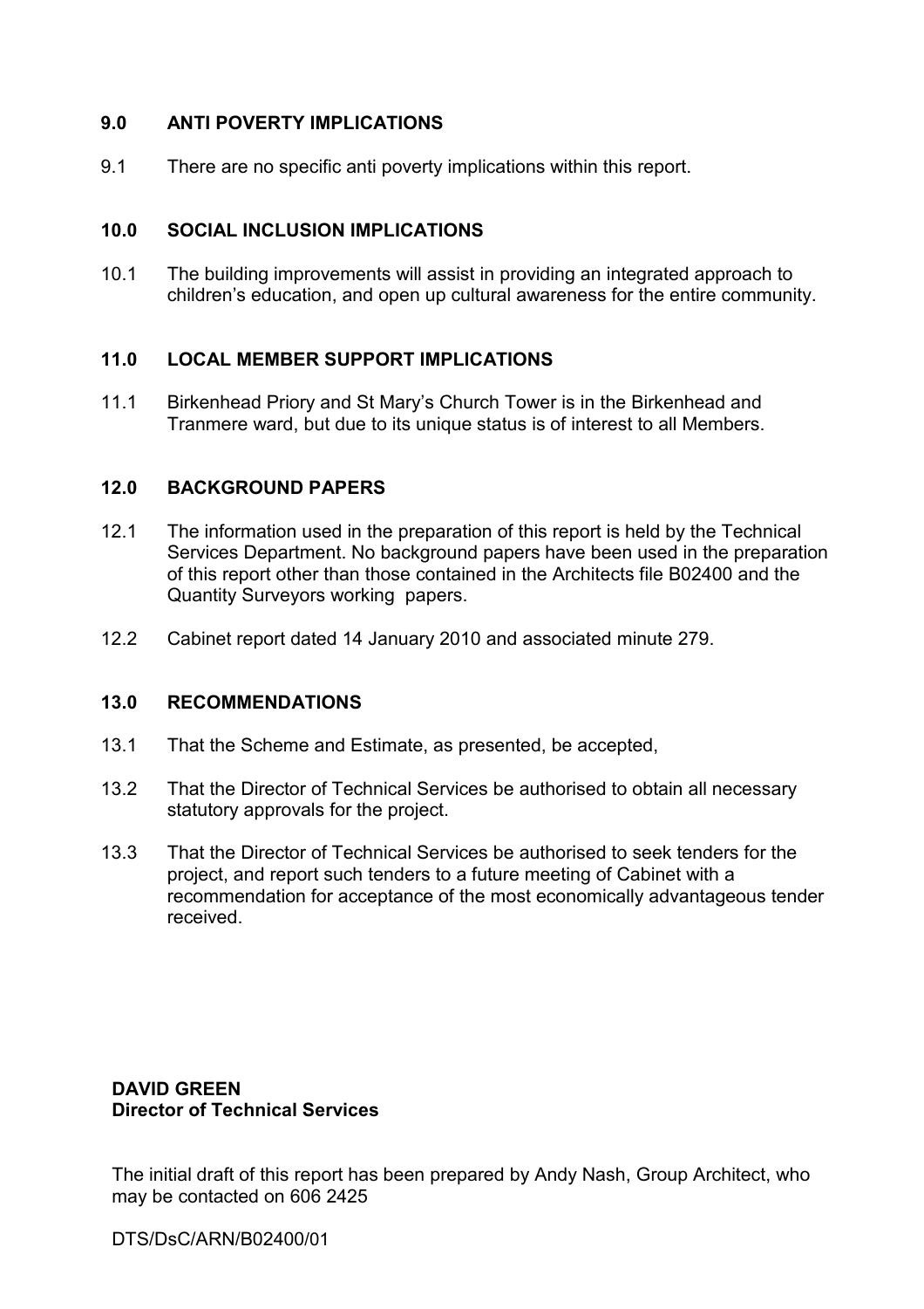## 9.0 ANTI POVERTY IMPLICATIONS

9.1 There are no specific anti poverty implications within this report.

## 10.0 SOCIAL INCLUSION IMPLICATIONS

10.1 The building improvements will assist in providing an integrated approach to children's education, and open up cultural awareness for the entire community.

## 11.0 LOCAL MEMBER SUPPORT IMPLICATIONS

11.1 Birkenhead Priory and St Mary's Church Tower is in the Birkenhead and Tranmere ward, but due to its unique status is of interest to all Members.

## 12.0 BACKGROUND PAPERS

12.1 The information used in the preparation of this report is held by the Technical Services Department. No background papers have been used in the preparation of this report other than those contained in the Architects file B02400 and the Quantity Surveyors working papers.

12.2 Cabinet report dated 14 January 2010 and associated minute 279.

## 13.0 RECOMMENDATIONS

13.1 That the Scheme and Estimate, as presented, be accepted,

13.2 That the Director of Technical Services be authorised to obtain all necessary statutory approvals for the project.

13.3 That the Director of Technical Services be authorised to seek tenders for the project, and report such tenders to a future meeting of Cabinet with a recommendation for acceptance of the most economically advantageous tender received.

**DAVID GREEN**
**Director of Technical Services**

The initial draft of this report has been prepared by Andy Nash, Group Architect, who may be contacted on 606 2425

DTS/DsC/ARN/B02400/01